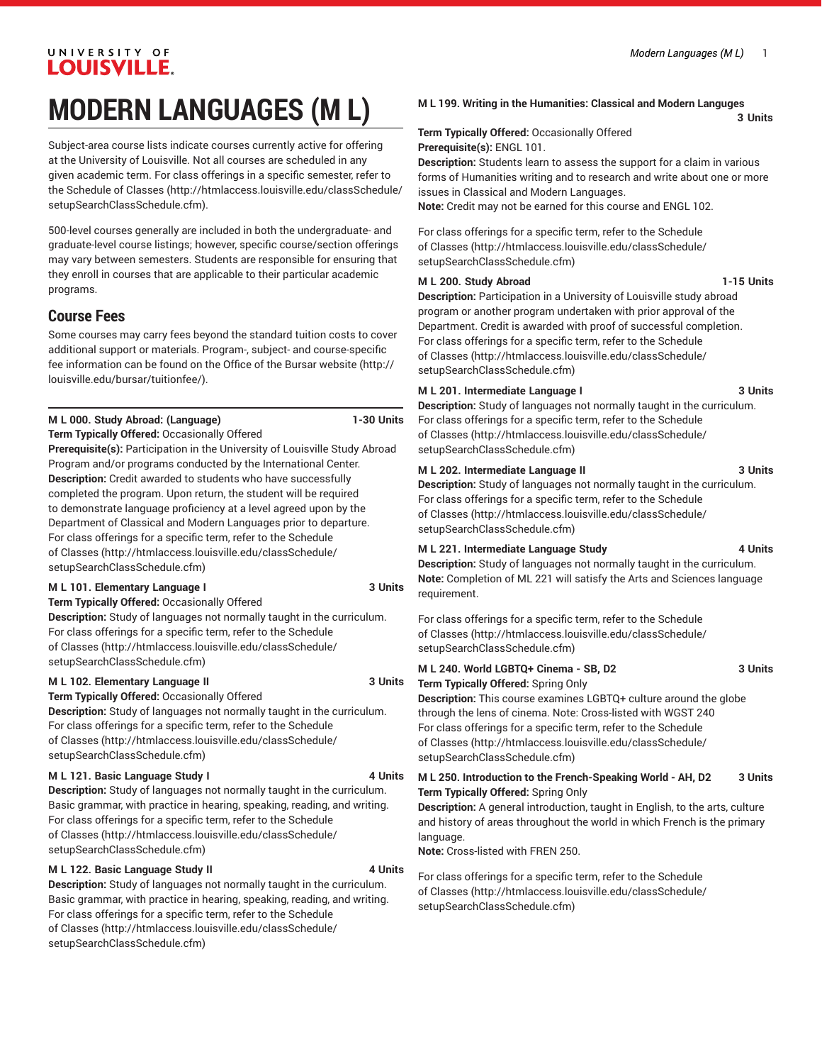# MODERN LANGUAGES (M L)

Subject-area course lists indicate courses currently active for offering at the University of Louisville. Not all courses are scheduled in any given academic term. For class offerings in a specific semester, refer to the Schedule of Classes (http://htmlaccess.louisville.edu/classSchedule/setupSearchClassSchedule.cfm).

500-level courses generally are included in both the undergraduate- and graduate-level course listings; however, specific course/section offerings may vary between semesters. Students are responsible for ensuring that they enroll in courses that are applicable to their particular academic programs.

## Course Fees

Some courses may carry fees beyond the standard tuition costs to cover additional support or materials. Program-, subject- and course-specific fee information can be found on the Office of the Bursar website (http://louisville.edu/bursar/tuitionfee/).

**M L 000. Study Abroad: (Language) 1-30 Units**

**Term Typically Offered:** Occasionally Offered

**Prerequisite(s):** Participation in the University of Louisville Study Abroad Program and/or programs conducted by the International Center.

**Description:** Credit awarded to students who have successfully completed the program. Upon return, the student will be required to demonstrate language proficiency at a level agreed upon by the Department of Classical and Modern Languages prior to departure.

For class offerings for a specific term, refer to the Schedule of Classes (http://htmlaccess.louisville.edu/classSchedule/setupSearchClassSchedule.cfm)

**M L 101. Elementary Language I 3 Units**

**Term Typically Offered:** Occasionally Offered

**Description:** Study of languages not normally taught in the curriculum.

For class offerings for a specific term, refer to the Schedule of Classes (http://htmlaccess.louisville.edu/classSchedule/setupSearchClassSchedule.cfm)

**M L 102. Elementary Language II 3 Units**

**Term Typically Offered:** Occasionally Offered

**Description:** Study of languages not normally taught in the curriculum.

For class offerings for a specific term, refer to the Schedule of Classes (http://htmlaccess.louisville.edu/classSchedule/setupSearchClassSchedule.cfm)

**M L 121. Basic Language Study I 4 Units**

**Description:** Study of languages not normally taught in the curriculum. Basic grammar, with practice in hearing, speaking, reading, and writing.

For class offerings for a specific term, refer to the Schedule of Classes (http://htmlaccess.louisville.edu/classSchedule/setupSearchClassSchedule.cfm)

**M L 122. Basic Language Study II 4 Units**

**Description:** Study of languages not normally taught in the curriculum. Basic grammar, with practice in hearing, speaking, reading, and writing.

For class offerings for a specific term, refer to the Schedule of Classes (http://htmlaccess.louisville.edu/classSchedule/setupSearchClassSchedule.cfm)

**M L 199. Writing in the Humanities: Classical and Modern Languages 3 Units**

**Term Typically Offered:** Occasionally Offered

**Prerequisite(s):** ENGL 101.

**Description:** Students learn to assess the support for a claim in various forms of Humanities writing and to research and write about one or more issues in Classical and Modern Languages.

**Note:** Credit may not be earned for this course and ENGL 102.

For class offerings for a specific term, refer to the Schedule of Classes (http://htmlaccess.louisville.edu/classSchedule/setupSearchClassSchedule.cfm)

**M L 200. Study Abroad 1-15 Units**

**Description:** Participation in a University of Louisville study abroad program or another program undertaken with prior approval of the Department. Credit is awarded with proof of successful completion.

For class offerings for a specific term, refer to the Schedule of Classes (http://htmlaccess.louisville.edu/classSchedule/setupSearchClassSchedule.cfm)

**M L 201. Intermediate Language I 3 Units**

**Description:** Study of languages not normally taught in the curriculum.

For class offerings for a specific term, refer to the Schedule of Classes (http://htmlaccess.louisville.edu/classSchedule/setupSearchClassSchedule.cfm)

**M L 202. Intermediate Language II 3 Units**

**Description:** Study of languages not normally taught in the curriculum.

For class offerings for a specific term, refer to the Schedule of Classes (http://htmlaccess.louisville.edu/classSchedule/setupSearchClassSchedule.cfm)

**M L 221. Intermediate Language Study 4 Units**

**Description:** Study of languages not normally taught in the curriculum.

**Note:** Completion of ML 221 will satisfy the Arts and Sciences language requirement.

For class offerings for a specific term, refer to the Schedule of Classes (http://htmlaccess.louisville.edu/classSchedule/setupSearchClassSchedule.cfm)

**M L 240. World LGBTQ+ Cinema - SB, D2 3 Units**

**Term Typically Offered:** Spring Only

**Description:** This course examines LGBTQ+ culture around the globe through the lens of cinema. Note: Cross-listed with WGST 240

For class offerings for a specific term, refer to the Schedule of Classes (http://htmlaccess.louisville.edu/classSchedule/setupSearchClassSchedule.cfm)

**M L 250. Introduction to the French-Speaking World - AH, D2 3 Units**

**Term Typically Offered:** Spring Only

**Description:** A general introduction, taught in English, to the arts, culture and history of areas throughout the world in which French is the primary language.

**Note:** Cross-listed with FREN 250.

For class offerings for a specific term, refer to the Schedule of Classes (http://htmlaccess.louisville.edu/classSchedule/setupSearchClassSchedule.cfm)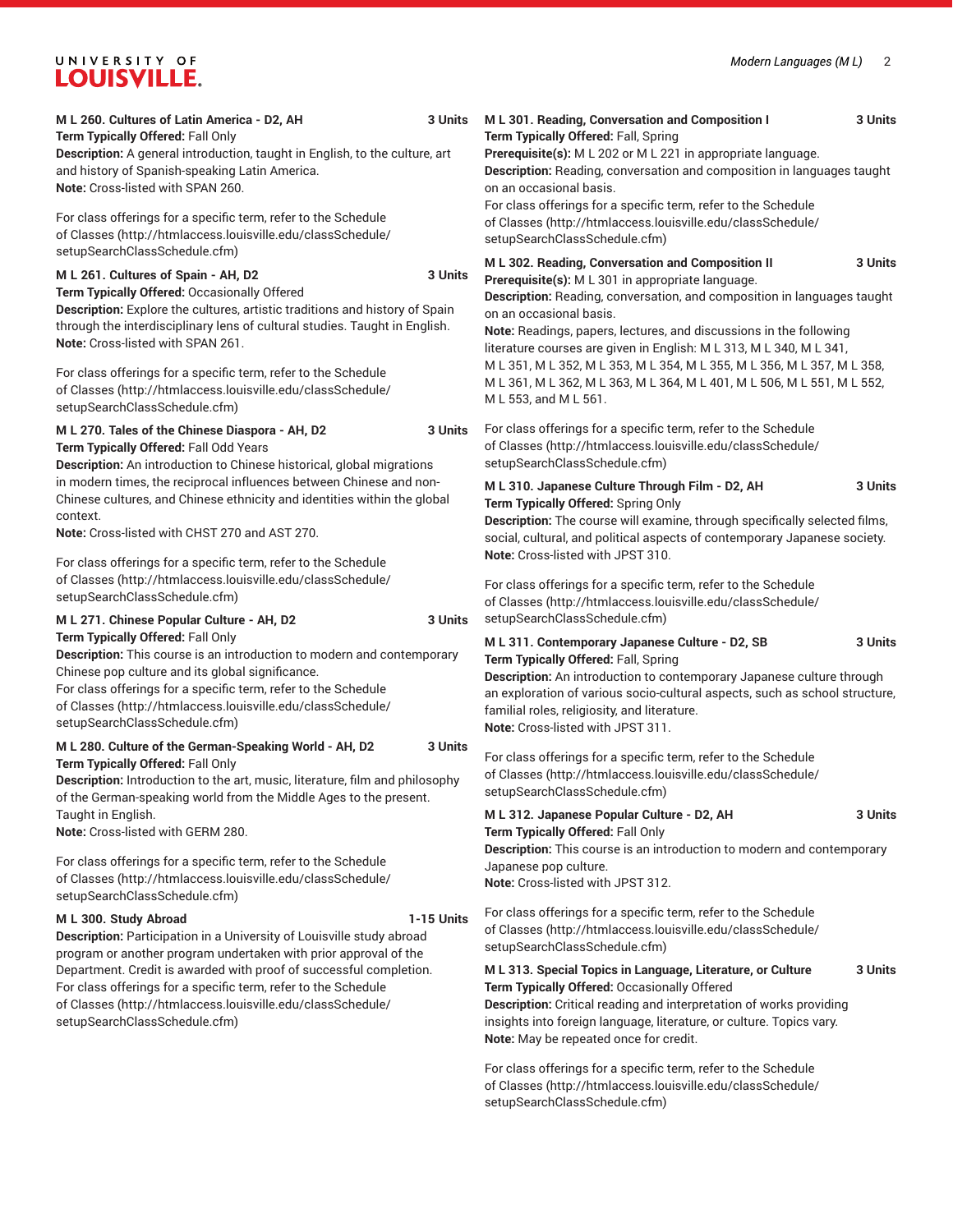**M L 260. Cultures of Latin America - D2, AH** 3 Units

**Term Typically Offered:** Fall Only

**Description:** A general introduction, taught in English, to the culture, art and history of Spanish-speaking Latin America.

**Note:** Cross-listed with SPAN 260.

For class offerings for a specific term, refer to the Schedule of Classes (http://htmlaccess.louisville.edu/classSchedule/setupSearchClassSchedule.cfm)

**M L 261. Cultures of Spain - AH, D2** 3 Units

**Term Typically Offered:** Occasionally Offered

**Description:** Explore the cultures, artistic traditions and history of Spain through the interdisciplinary lens of cultural studies. Taught in English.

**Note:** Cross-listed with SPAN 261.

For class offerings for a specific term, refer to the Schedule of Classes (http://htmlaccess.louisville.edu/classSchedule/setupSearchClassSchedule.cfm)

**M L 270. Tales of the Chinese Diaspora - AH, D2** 3 Units

**Term Typically Offered:** Fall Odd Years

**Description:** An introduction to Chinese historical, global migrations in modern times, the reciprocal influences between Chinese and non-Chinese cultures, and Chinese ethnicity and identities within the global context.

**Note:** Cross-listed with CHST 270 and AST 270.

For class offerings for a specific term, refer to the Schedule of Classes (http://htmlaccess.louisville.edu/classSchedule/setupSearchClassSchedule.cfm)

**M L 271. Chinese Popular Culture - AH, D2** 3 Units

**Term Typically Offered:** Fall Only

**Description:** This course is an introduction to modern and contemporary Chinese pop culture and its global significance.

For class offerings for a specific term, refer to the Schedule of Classes (http://htmlaccess.louisville.edu/classSchedule/setupSearchClassSchedule.cfm)

**M L 280. Culture of the German-Speaking World - AH, D2** 3 Units

**Term Typically Offered:** Fall Only

**Description:** Introduction to the art, music, literature, film and philosophy of the German-speaking world from the Middle Ages to the present. Taught in English.

**Note:** Cross-listed with GERM 280.

For class offerings for a specific term, refer to the Schedule of Classes (http://htmlaccess.louisville.edu/classSchedule/setupSearchClassSchedule.cfm)

**M L 300. Study Abroad** 1-15 Units

**Description:** Participation in a University of Louisville study abroad program or another program undertaken with prior approval of the Department. Credit is awarded with proof of successful completion.

For class offerings for a specific term, refer to the Schedule of Classes (http://htmlaccess.louisville.edu/classSchedule/setupSearchClassSchedule.cfm)

**M L 301. Reading, Conversation and Composition I** 3 Units

**Term Typically Offered:** Fall, Spring

**Prerequisite(s):** M L 202 or M L 221 in appropriate language.

**Description:** Reading, conversation and composition in languages taught on an occasional basis.

For class offerings for a specific term, refer to the Schedule of Classes (http://htmlaccess.louisville.edu/classSchedule/setupSearchClassSchedule.cfm)

**M L 302. Reading, Conversation and Composition II** 3 Units

**Prerequisite(s):** M L 301 in appropriate language.

**Description:** Reading, conversation, and composition in languages taught on an occasional basis.

**Note:** Readings, papers, lectures, and discussions in the following literature courses are given in English: M L 313, M L 340, M L 341, M L 351, M L 352, M L 353, M L 354, M L 355, M L 356, M L 357, M L 358, M L 361, M L 362, M L 363, M L 364, M L 401, M L 506, M L 551, M L 552, M L 553, and M L 561.

For class offerings for a specific term, refer to the Schedule of Classes (http://htmlaccess.louisville.edu/classSchedule/setupSearchClassSchedule.cfm)

**M L 310. Japanese Culture Through Film - D2, AH** 3 Units

**Term Typically Offered:** Spring Only

**Description:** The course will examine, through specifically selected films, social, cultural, and political aspects of contemporary Japanese society.

**Note:** Cross-listed with JPST 310.

For class offerings for a specific term, refer to the Schedule of Classes (http://htmlaccess.louisville.edu/classSchedule/setupSearchClassSchedule.cfm)

**M L 311. Contemporary Japanese Culture - D2, SB** 3 Units

**Term Typically Offered:** Fall, Spring

**Description:** An introduction to contemporary Japanese culture through an exploration of various socio-cultural aspects, such as school structure, familial roles, religiosity, and literature.

**Note:** Cross-listed with JPST 311.

For class offerings for a specific term, refer to the Schedule of Classes (http://htmlaccess.louisville.edu/classSchedule/setupSearchClassSchedule.cfm)

**M L 312. Japanese Popular Culture - D2, AH** 3 Units

**Term Typically Offered:** Fall Only

**Description:** This course is an introduction to modern and contemporary Japanese pop culture.

**Note:** Cross-listed with JPST 312.

For class offerings for a specific term, refer to the Schedule of Classes (http://htmlaccess.louisville.edu/classSchedule/setupSearchClassSchedule.cfm)

**M L 313. Special Topics in Language, Literature, or Culture** 3 Units

**Term Typically Offered:** Occasionally Offered

**Description:** Critical reading and interpretation of works providing insights into foreign language, literature, or culture. Topics vary.

**Note:** May be repeated once for credit.

For class offerings for a specific term, refer to the Schedule of Classes (http://htmlaccess.louisville.edu/classSchedule/setupSearchClassSchedule.cfm)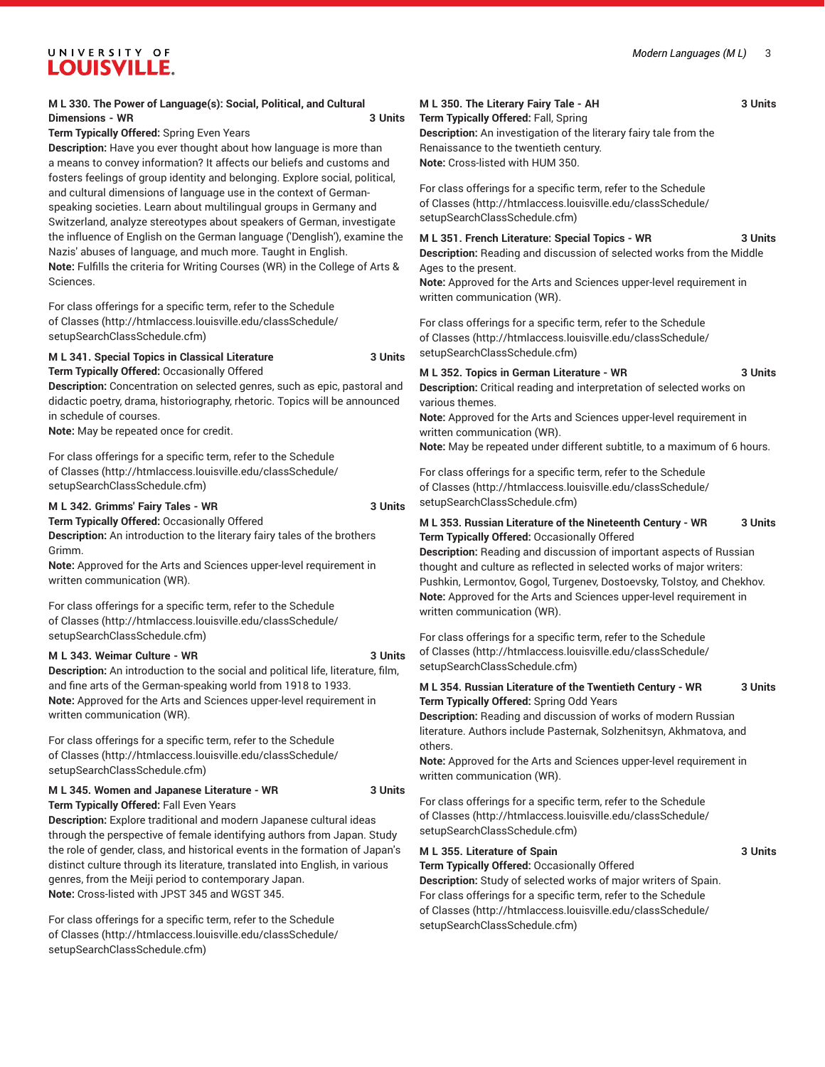**M L 330. The Power of Language(s): Social, Political, and Cultural Dimensions - WR** 3 Units

**Term Typically Offered:** Spring Even Years

**Description:** Have you ever thought about how language is more than a means to convey information? It affects our beliefs and customs and fosters feelings of group identity and belonging. Explore social, political, and cultural dimensions of language use in the context of German-speaking societies. Learn about multilingual groups in Germany and Switzerland, analyze stereotypes about speakers of German, investigate the influence of English on the German language ('Denglish'), examine the Nazis' abuses of language, and much more. Taught in English.

**Note:** Fulfills the criteria for Writing Courses (WR) in the College of Arts & Sciences.

For class offerings for a specific term, refer to the Schedule of Classes (http://htmlaccess.louisville.edu/classSchedule/setupSearchClassSchedule.cfm)

**M L 341. Special Topics in Classical Literature** 3 Units

**Term Typically Offered:** Occasionally Offered

**Description:** Concentration on selected genres, such as epic, pastoral and didactic poetry, drama, historiography, rhetoric. Topics will be announced in schedule of courses.

**Note:** May be repeated once for credit.

For class offerings for a specific term, refer to the Schedule of Classes (http://htmlaccess.louisville.edu/classSchedule/setupSearchClassSchedule.cfm)

**M L 342. Grimms' Fairy Tales - WR** 3 Units

**Term Typically Offered:** Occasionally Offered

**Description:** An introduction to the literary fairy tales of the brothers Grimm.

**Note:** Approved for the Arts and Sciences upper-level requirement in written communication (WR).

For class offerings for a specific term, refer to the Schedule of Classes (http://htmlaccess.louisville.edu/classSchedule/setupSearchClassSchedule.cfm)

**M L 343. Weimar Culture - WR** 3 Units

**Description:** An introduction to the social and political life, literature, film, and fine arts of the German-speaking world from 1918 to 1933.

**Note:** Approved for the Arts and Sciences upper-level requirement in written communication (WR).

For class offerings for a specific term, refer to the Schedule of Classes (http://htmlaccess.louisville.edu/classSchedule/setupSearchClassSchedule.cfm)

**M L 345. Women and Japanese Literature - WR** 3 Units

**Term Typically Offered:** Fall Even Years

**Description:** Explore traditional and modern Japanese cultural ideas through the perspective of female identifying authors from Japan. Study the role of gender, class, and historical events in the formation of Japan's distinct culture through its literature, translated into English, in various genres, from the Meiji period to contemporary Japan.

**Note:** Cross-listed with JPST 345 and WGST 345.

For class offerings for a specific term, refer to the Schedule of Classes (http://htmlaccess.louisville.edu/classSchedule/setupSearchClassSchedule.cfm)

**M L 350. The Literary Fairy Tale - AH** 3 Units

**Term Typically Offered:** Fall, Spring

**Description:** An investigation of the literary fairy tale from the Renaissance to the twentieth century.

**Note:** Cross-listed with HUM 350.

For class offerings for a specific term, refer to the Schedule of Classes (http://htmlaccess.louisville.edu/classSchedule/setupSearchClassSchedule.cfm)

**M L 351. French Literature: Special Topics - WR** 3 Units

**Description:** Reading and discussion of selected works from the Middle Ages to the present.

**Note:** Approved for the Arts and Sciences upper-level requirement in written communication (WR).

For class offerings for a specific term, refer to the Schedule of Classes (http://htmlaccess.louisville.edu/classSchedule/setupSearchClassSchedule.cfm)

**M L 352. Topics in German Literature - WR** 3 Units

**Description:** Critical reading and interpretation of selected works on various themes.

**Note:** Approved for the Arts and Sciences upper-level requirement in written communication (WR).

**Note:** May be repeated under different subtitle, to a maximum of 6 hours.

For class offerings for a specific term, refer to the Schedule of Classes (http://htmlaccess.louisville.edu/classSchedule/setupSearchClassSchedule.cfm)

**M L 353. Russian Literature of the Nineteenth Century - WR** 3 Units

**Term Typically Offered:** Occasionally Offered

**Description:** Reading and discussion of important aspects of Russian thought and culture as reflected in selected works of major writers: Pushkin, Lermontov, Gogol, Turgenev, Dostoevsky, Tolstoy, and Chekhov.

**Note:** Approved for the Arts and Sciences upper-level requirement in written communication (WR).

For class offerings for a specific term, refer to the Schedule of Classes (http://htmlaccess.louisville.edu/classSchedule/setupSearchClassSchedule.cfm)

**M L 354. Russian Literature of the Twentieth Century - WR** 3 Units

**Term Typically Offered:** Spring Odd Years

**Description:** Reading and discussion of works of modern Russian literature. Authors include Pasternak, Solzhenitsyn, Akhmatova, and others.

**Note:** Approved for the Arts and Sciences upper-level requirement in written communication (WR).

For class offerings for a specific term, refer to the Schedule of Classes (http://htmlaccess.louisville.edu/classSchedule/setupSearchClassSchedule.cfm)

**M L 355. Literature of Spain** 3 Units

**Term Typically Offered:** Occasionally Offered

**Description:** Study of selected works of major writers of Spain.

For class offerings for a specific term, refer to the Schedule of Classes (http://htmlaccess.louisville.edu/classSchedule/setupSearchClassSchedule.cfm)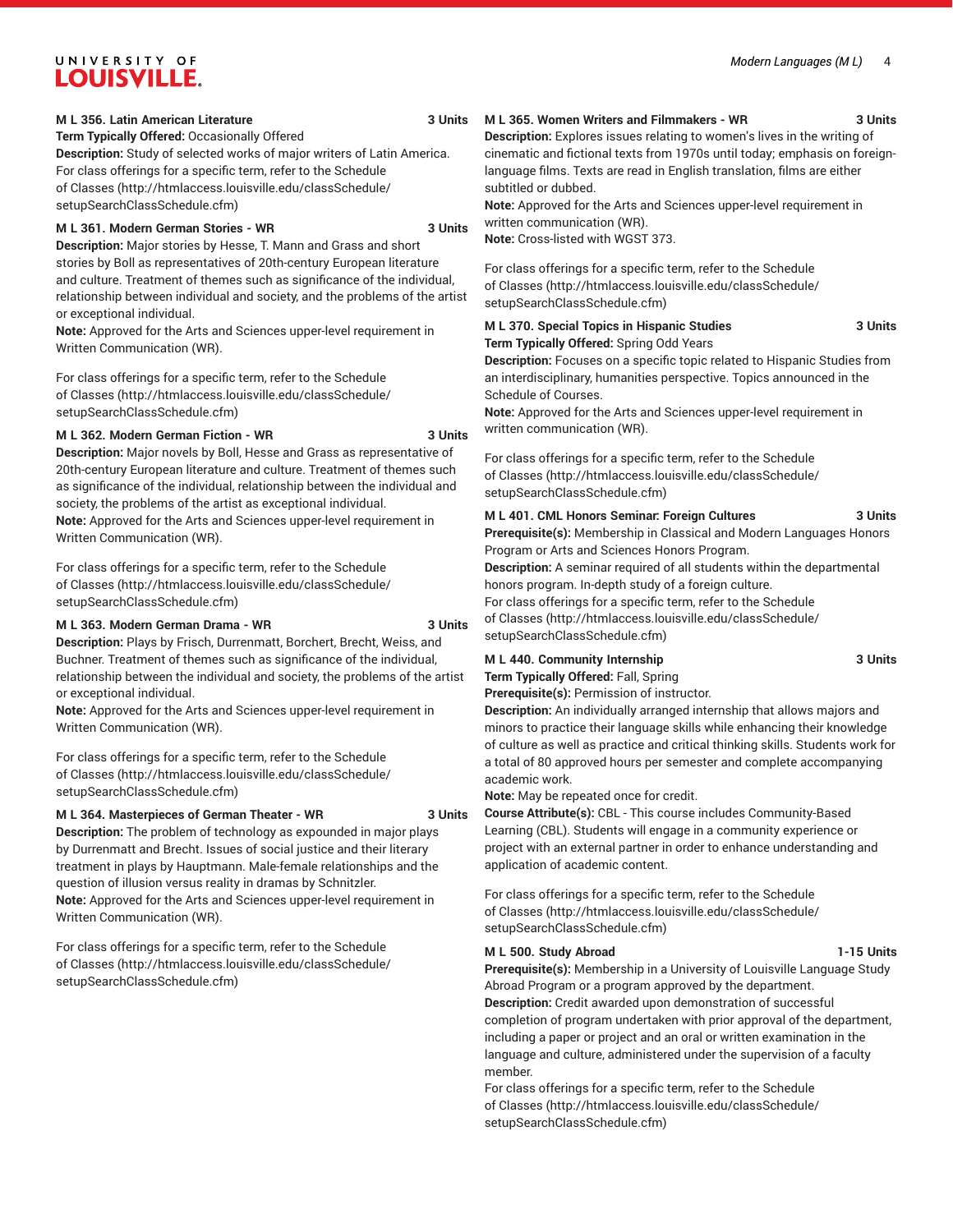**M L 356. Latin American Literature** **3 Units**

**Term Typically Offered:** Occasionally Offered

**Description:** Study of selected works of major writers of Latin America.

For class offerings for a specific term, refer to the Schedule of Classes (http://htmlaccess.louisville.edu/classSchedule/setupSearchClassSchedule.cfm)

**M L 361. Modern German Stories - WR** **3 Units**

**Description:** Major stories by Hesse, T. Mann and Grass and short stories by Boll as representatives of 20th-century European literature and culture. Treatment of themes such as significance of the individual, relationship between individual and society, and the problems of the artist or exceptional individual.

**Note:** Approved for the Arts and Sciences upper-level requirement in Written Communication (WR).

For class offerings for a specific term, refer to the Schedule of Classes (http://htmlaccess.louisville.edu/classSchedule/setupSearchClassSchedule.cfm)

**M L 362. Modern German Fiction - WR** **3 Units**

**Description:** Major novels by Boll, Hesse and Grass as representative of 20th-century European literature and culture. Treatment of themes such as significance of the individual, relationship between the individual and society, the problems of the artist as exceptional individual.

**Note:** Approved for the Arts and Sciences upper-level requirement in Written Communication (WR).

For class offerings for a specific term, refer to the Schedule of Classes (http://htmlaccess.louisville.edu/classSchedule/setupSearchClassSchedule.cfm)

**M L 363. Modern German Drama - WR** **3 Units**

**Description:** Plays by Frisch, Durrenmatt, Borchert, Brecht, Weiss, and Buchner. Treatment of themes such as significance of the individual, relationship between the individual and society, the problems of the artist or exceptional individual.

**Note:** Approved for the Arts and Sciences upper-level requirement in Written Communication (WR).

For class offerings for a specific term, refer to the Schedule of Classes (http://htmlaccess.louisville.edu/classSchedule/setupSearchClassSchedule.cfm)

**M L 364. Masterpieces of German Theater - WR** **3 Units**

**Description:** The problem of technology as expounded in major plays by Durrenmatt and Brecht. Issues of social justice and their literary treatment in plays by Hauptmann. Male-female relationships and the question of illusion versus reality in dramas by Schnitzler.

**Note:** Approved for the Arts and Sciences upper-level requirement in Written Communication (WR).

For class offerings for a specific term, refer to the Schedule of Classes (http://htmlaccess.louisville.edu/classSchedule/setupSearchClassSchedule.cfm)

**M L 365. Women Writers and Filmmakers - WR** **3 Units**

**Description:** Explores issues relating to women's lives in the writing of cinematic and fictional texts from 1970s until today; emphasis on foreign-language films. Texts are read in English translation, films are either subtitled or dubbed.

**Note:** Approved for the Arts and Sciences upper-level requirement in written communication (WR).

**Note:** Cross-listed with WGST 373.

For class offerings for a specific term, refer to the Schedule of Classes (http://htmlaccess.louisville.edu/classSchedule/setupSearchClassSchedule.cfm)

**M L 370. Special Topics in Hispanic Studies** **3 Units**

**Term Typically Offered:** Spring Odd Years

**Description:** Focuses on a specific topic related to Hispanic Studies from an interdisciplinary, humanities perspective. Topics announced in the Schedule of Courses.

**Note:** Approved for the Arts and Sciences upper-level requirement in written communication (WR).

For class offerings for a specific term, refer to the Schedule of Classes (http://htmlaccess.louisville.edu/classSchedule/setupSearchClassSchedule.cfm)

**M L 401. CML Honors Seminar: Foreign Cultures** **3 Units**

**Prerequisite(s):** Membership in Classical and Modern Languages Honors Program or Arts and Sciences Honors Program.

**Description:** A seminar required of all students within the departmental honors program. In-depth study of a foreign culture.

For class offerings for a specific term, refer to the Schedule of Classes (http://htmlaccess.louisville.edu/classSchedule/setupSearchClassSchedule.cfm)

**M L 440. Community Internship** **3 Units**

**Term Typically Offered:** Fall, Spring

**Prerequisite(s):** Permission of instructor.

**Description:** An individually arranged internship that allows majors and minors to practice their language skills while enhancing their knowledge of culture as well as practice and critical thinking skills. Students work for a total of 80 approved hours per semester and complete accompanying academic work.

**Note:** May be repeated once for credit.

**Course Attribute(s):** CBL - This course includes Community-Based Learning (CBL). Students will engage in a community experience or project with an external partner in order to enhance understanding and application of academic content.

For class offerings for a specific term, refer to the Schedule of Classes (http://htmlaccess.louisville.edu/classSchedule/setupSearchClassSchedule.cfm)

**M L 500. Study Abroad** **1-15 Units**

**Prerequisite(s):** Membership in a University of Louisville Language Study Abroad Program or a program approved by the department.

**Description:** Credit awarded upon demonstration of successful completion of program undertaken with prior approval of the department, including a paper or project and an oral or written examination in the language and culture, administered under the supervision of a faculty member.

For class offerings for a specific term, refer to the Schedule of Classes (http://htmlaccess.louisville.edu/classSchedule/setupSearchClassSchedule.cfm)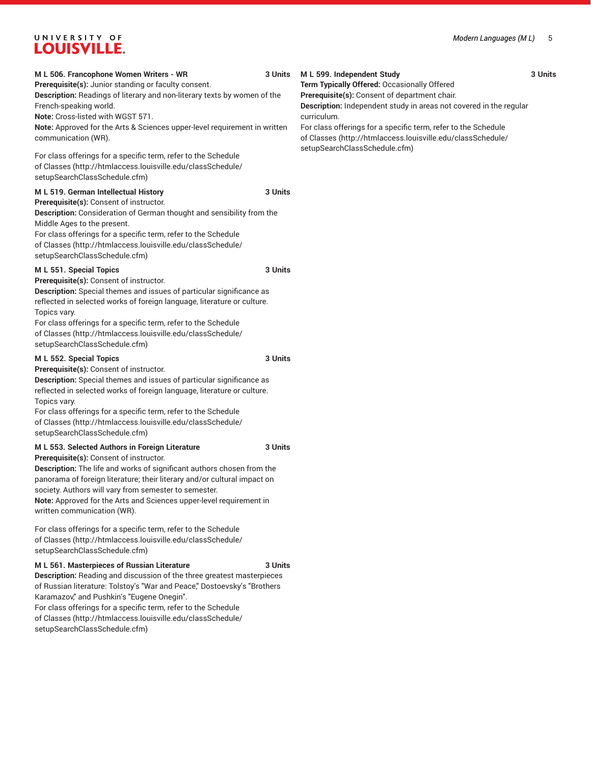**M L 506. Francophone Women Writers - WR 3 Units**

**Prerequisite(s):** Junior standing or faculty consent.

**Description:** Readings of literary and non-literary texts by women of the French-speaking world.

**Note:** Cross-listed with WGST 571.

**Note:** Approved for the Arts & Sciences upper-level requirement in written communication (WR).

For class offerings for a specific term, refer to the Schedule of Classes (http://htmlaccess.louisville.edu/classSchedule/setupSearchClassSchedule.cfm)

**M L 519. German Intellectual History 3 Units**

**Prerequisite(s):** Consent of instructor.

**Description:** Consideration of German thought and sensibility from the Middle Ages to the present.

For class offerings for a specific term, refer to the Schedule of Classes (http://htmlaccess.louisville.edu/classSchedule/setupSearchClassSchedule.cfm)

**M L 551. Special Topics 3 Units**

**Prerequisite(s):** Consent of instructor.

**Description:** Special themes and issues of particular significance as reflected in selected works of foreign language, literature or culture. Topics vary.

For class offerings for a specific term, refer to the Schedule of Classes (http://htmlaccess.louisville.edu/classSchedule/setupSearchClassSchedule.cfm)

**M L 552. Special Topics 3 Units**

**Prerequisite(s):** Consent of instructor.

**Description:** Special themes and issues of particular significance as reflected in selected works of foreign language, literature or culture. Topics vary.

For class offerings for a specific term, refer to the Schedule of Classes (http://htmlaccess.louisville.edu/classSchedule/setupSearchClassSchedule.cfm)

**M L 553. Selected Authors in Foreign Literature 3 Units**

**Prerequisite(s):** Consent of instructor.

**Description:** The life and works of significant authors chosen from the panorama of foreign literature; their literary and/or cultural impact on society. Authors will vary from semester to semester.

**Note:** Approved for the Arts and Sciences upper-level requirement in written communication (WR).

For class offerings for a specific term, refer to the Schedule of Classes (http://htmlaccess.louisville.edu/classSchedule/setupSearchClassSchedule.cfm)

**M L 561. Masterpieces of Russian Literature 3 Units**

**Description:** Reading and discussion of the three greatest masterpieces of Russian literature: Tolstoy's "War and Peace," Dostoevsky's "Brothers Karamazov," and Pushkin's "Eugene Onegin".

For class offerings for a specific term, refer to the Schedule of Classes (http://htmlaccess.louisville.edu/classSchedule/setupSearchClassSchedule.cfm)

**M L 599. Independent Study 3 Units**

**Term Typically Offered:** Occasionally Offered

**Prerequisite(s):** Consent of department chair.

**Description:** Independent study in areas not covered in the regular curriculum.

For class offerings for a specific term, refer to the Schedule of Classes (http://htmlaccess.louisville.edu/classSchedule/setupSearchClassSchedule.cfm)